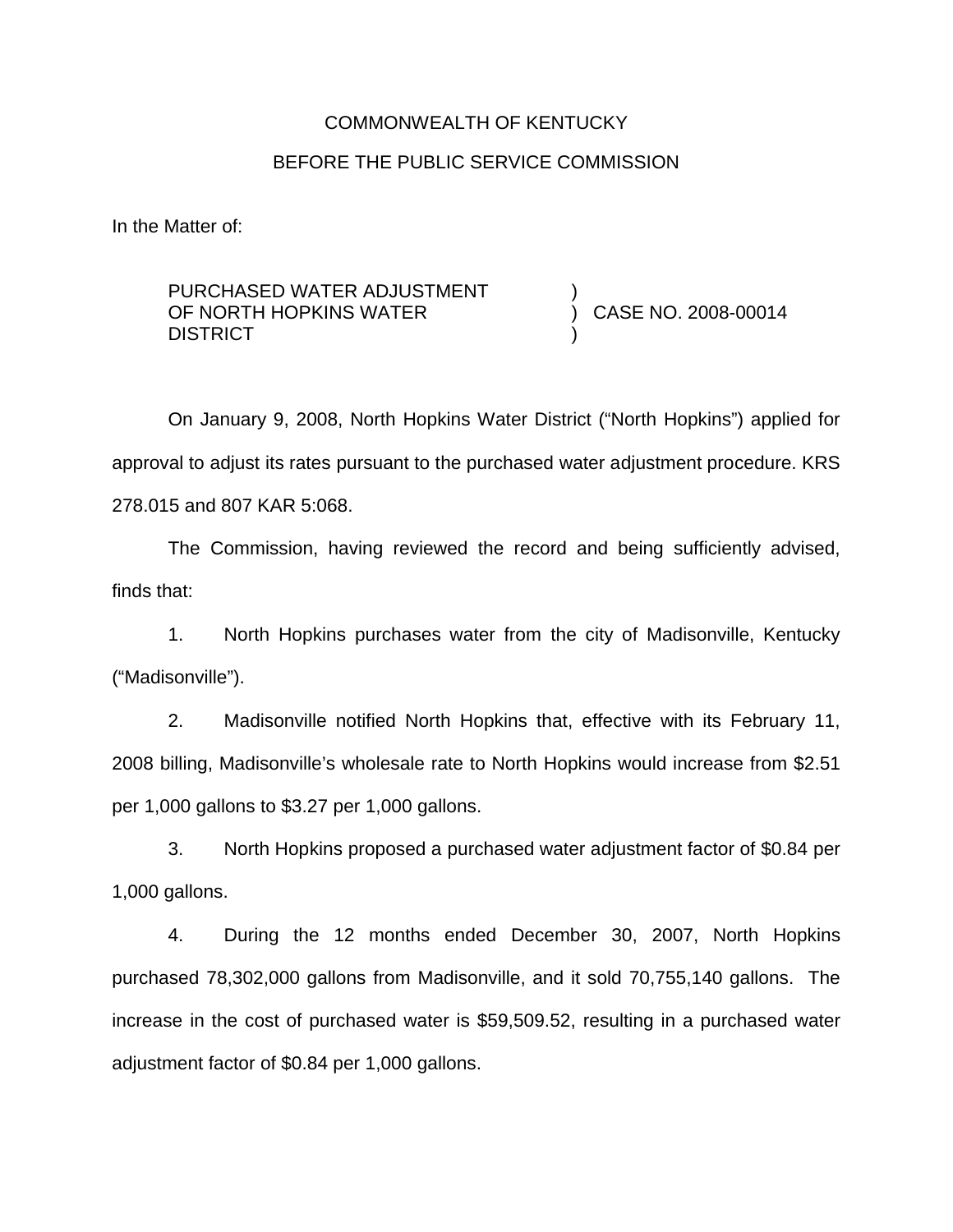COMMONWEALTH OF KENTUCKY

BEFORE THE PUBLIC SERVICE COMMISSION

In the Matter of:

PURCHASED WATER ADJUSTMENT OF NORTH HOPKINS WATER DISTRICT ) CASE NO. 2008-00014

On January 9, 2008, North Hopkins Water District ("North Hopkins") applied for approval to adjust its rates pursuant to the purchased water adjustment procedure. KRS 278.015 and 807 KAR 5:068.

The Commission, having reviewed the record and being sufficiently advised, finds that:

1. North Hopkins purchases water from the city of Madisonville, Kentucky ("Madisonville").

2. Madisonville notified North Hopkins that, effective with its February 11, 2008 billing, Madisonville's wholesale rate to North Hopkins would increase from $2.51 per 1,000 gallons to $3.27 per 1,000 gallons.

3. North Hopkins proposed a purchased water adjustment factor of $0.84 per 1,000 gallons.

4. During the 12 months ended December 30, 2007, North Hopkins purchased 78,302,000 gallons from Madisonville, and it sold 70,755,140 gallons. The increase in the cost of purchased water is $59,509.52, resulting in a purchased water adjustment factor of $0.84 per 1,000 gallons.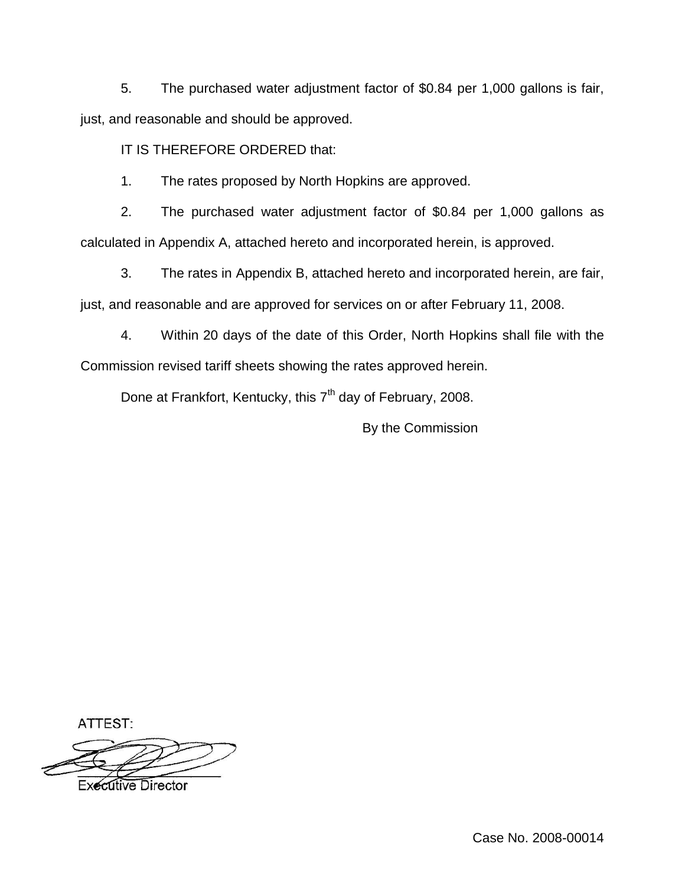5. The purchased water adjustment factor of $0.84 per 1,000 gallons is fair, just, and reasonable and should be approved.

IT IS THEREFORE ORDERED that:

1. The rates proposed by North Hopkins are approved.

2. The purchased water adjustment factor of $0.84 per 1,000 gallons as calculated in Appendix A, attached hereto and incorporated herein, is approved.

3. The rates in Appendix B, attached hereto and incorporated herein, are fair, just, and reasonable and are approved for services on or after February 11, 2008.

4. Within 20 days of the date of this Order, North Hopkins shall file with the Commission revised tariff sheets showing the rates approved herein.

Done at Frankfort, Kentucky, this 7th day of February, 2008.

By the Commission

ATTEST:

Executive Director

Case No. 2008-00014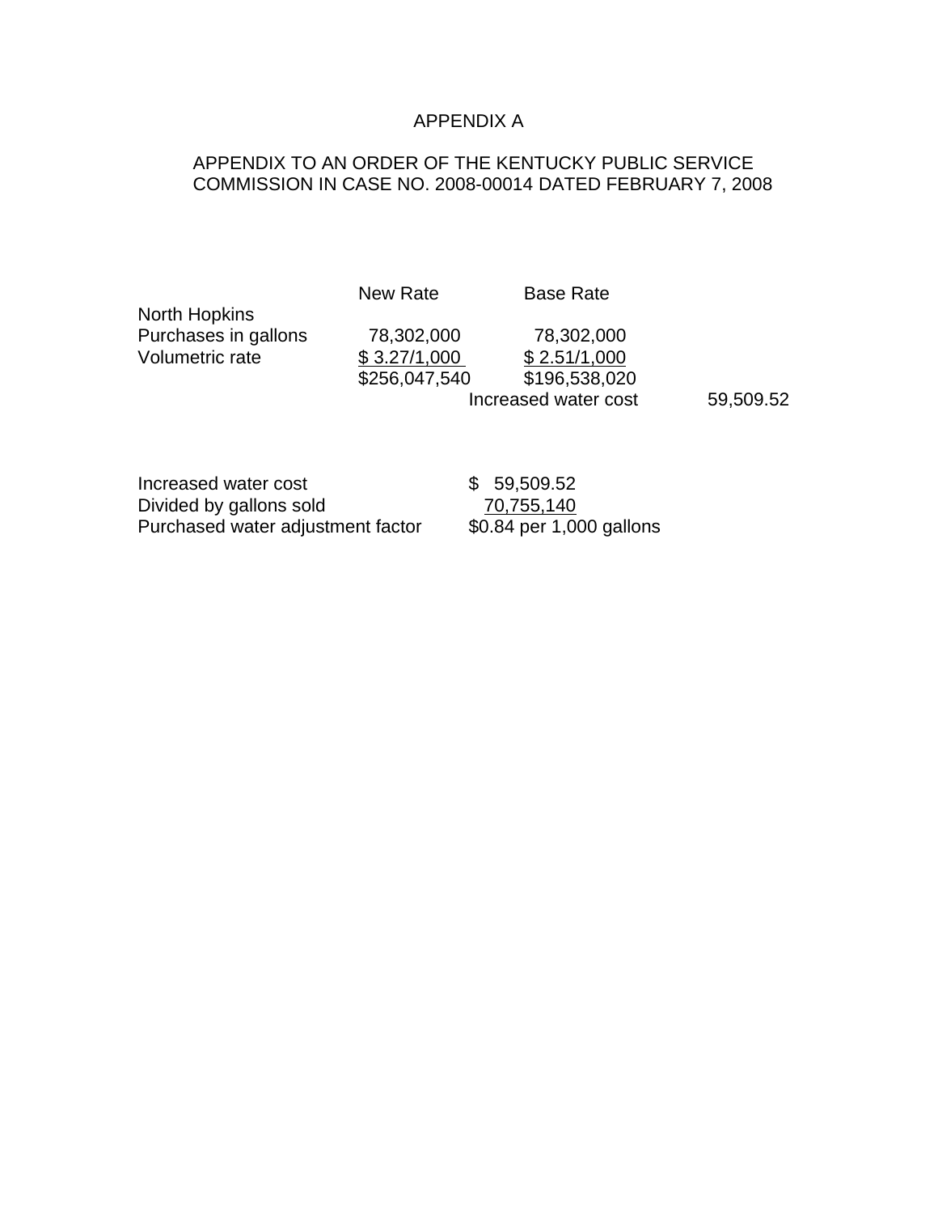# APPENDIX A

## APPENDIX TO AN ORDER OF THE KENTUCKY PUBLIC SERVICE COMMISSION IN CASE NO. 2008-00014 DATED FEBRUARY 7, 2008

| | New Rate | Base Rate | |
|---|---|---|---|
| North Hopkins | | | |
| Purchases in gallons | 78,302,000 | 78,302,000 | |
| Volumetric rate | $ 3.27/1,000 | $ 2.51/1,000 | |
| | $256,047,540 | $196,538,020 | |
| | | Increased water cost | 59,509.52 |

| | |
|---|---|
| Increased water cost | $ 59,509.52 |
| Divided by gallons sold | 70,755,140 |
| Purchased water adjustment factor | $0.84 per 1,000 gallons |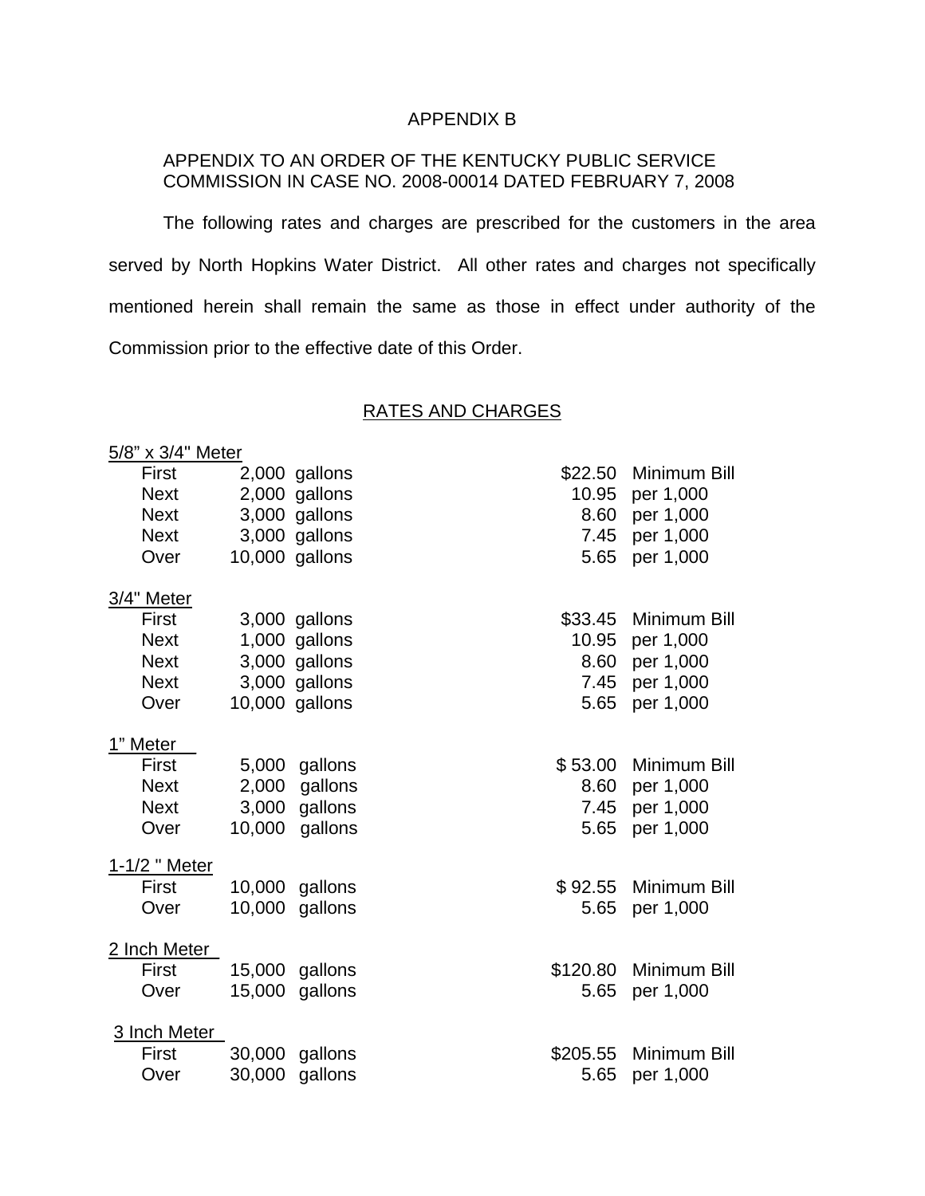APPENDIX B

APPENDIX TO AN ORDER OF THE KENTUCKY PUBLIC SERVICE COMMISSION IN CASE NO. 2008-00014 DATED FEBRUARY 7, 2008

The following rates and charges are prescribed for the customers in the area served by North Hopkins Water District. All other rates and charges not specifically mentioned herein shall remain the same as those in effect under authority of the Commission prior to the effective date of this Order.

RATES AND CHARGES

5/8" x 3/4" Meter

| | | | |
|---|---|---|---|
| First | 2,000 gallons | $22.50 | Minimum Bill |
| Next | 2,000 gallons | 10.95 | per 1,000 |
| Next | 3,000 gallons | 8.60 | per 1,000 |
| Next | 3,000 gallons | 7.45 | per 1,000 |
| Over | 10,000 gallons | 5.65 | per 1,000 |

3/4" Meter

| | | | |
|---|---|---|---|
| First | 3,000 gallons | $33.45 | Minimum Bill |
| Next | 1,000 gallons | 10.95 | per 1,000 |
| Next | 3,000 gallons | 8.60 | per 1,000 |
| Next | 3,000 gallons | 7.45 | per 1,000 |
| Over | 10,000 gallons | 5.65 | per 1,000 |

1" Meter

| | | | |
|---|---|---|---|
| First | 5,000 gallons | $ 53.00 | Minimum Bill |
| Next | 2,000 gallons | 8.60 | per 1,000 |
| Next | 3,000 gallons | 7.45 | per 1,000 |
| Over | 10,000 gallons | 5.65 | per 1,000 |

1-1/2 " Meter

| | | | |
|---|---|---|---|
| First | 10,000 gallons | $ 92.55 | Minimum Bill |
| Over | 10,000 gallons | 5.65 | per 1,000 |

2 Inch Meter

| | | | |
|---|---|---|---|
| First | 15,000 gallons | $120.80 | Minimum Bill |
| Over | 15,000 gallons | 5.65 | per 1,000 |

3 Inch Meter

| | | | |
|---|---|---|---|
| First | 30,000 gallons | $205.55 | Minimum Bill |
| Over | 30,000 gallons | 5.65 | per 1,000 |